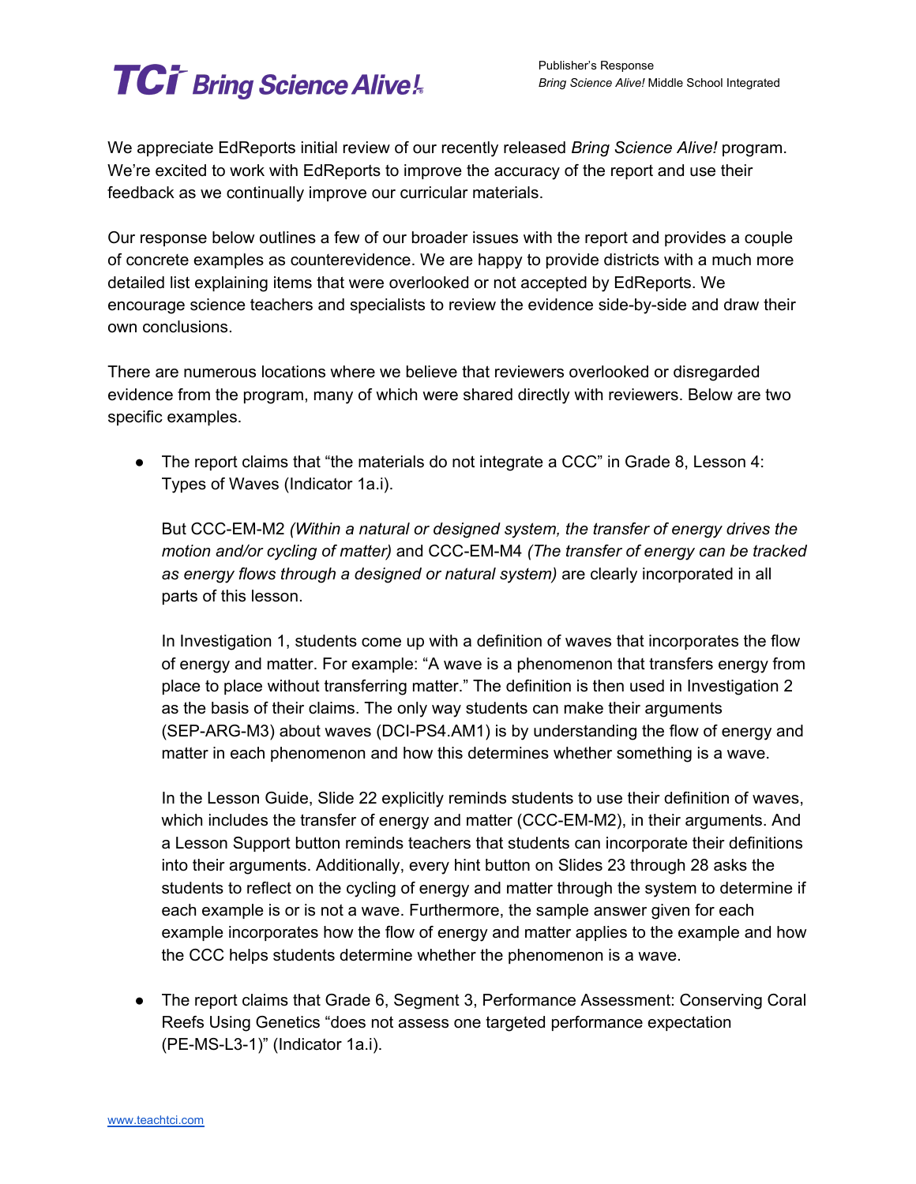# TCi Bring Science Alive!

Publisher's Response
*Bring Science Alive!* Middle School Integrated

We appreciate EdReports initial review of our recently released *Bring Science Alive!* program. We're excited to work with EdReports to improve the accuracy of the report and use their feedback as we continually improve our curricular materials.

Our response below outlines a few of our broader issues with the report and provides a couple of concrete examples as counterevidence. We are happy to provide districts with a much more detailed list explaining items that were overlooked or not accepted by EdReports. We encourage science teachers and specialists to review the evidence side-by-side and draw their own conclusions.

There are numerous locations where we believe that reviewers overlooked or disregarded evidence from the program, many of which were shared directly with reviewers. Below are two specific examples.

- The report claims that "the materials do not integrate a CCC" in Grade 8, Lesson 4: Types of Waves (Indicator 1a.i).

  But CCC-EM-M2 *(Within a natural or designed system, the transfer of energy drives the motion and/or cycling of matter)* and CCC-EM-M4 *(The transfer of energy can be tracked as energy flows through a designed or natural system)* are clearly incorporated in all parts of this lesson.

  In Investigation 1, students come up with a definition of waves that incorporates the flow of energy and matter. For example: "A wave is a phenomenon that transfers energy from place to place without transferring matter." The definition is then used in Investigation 2 as the basis of their claims. The only way students can make their arguments (SEP-ARG-M3) about waves (DCI-PS4.AM1) is by understanding the flow of energy and matter in each phenomenon and how this determines whether something is a wave.

  In the Lesson Guide, Slide 22 explicitly reminds students to use their definition of waves, which includes the transfer of energy and matter (CCC-EM-M2), in their arguments. And a Lesson Support button reminds teachers that students can incorporate their definitions into their arguments. Additionally, every hint button on Slides 23 through 28 asks the students to reflect on the cycling of energy and matter through the system to determine if each example is or is not a wave. Furthermore, the sample answer given for each example incorporates how the flow of energy and matter applies to the example and how the CCC helps students determine whether the phenomenon is a wave.

- The report claims that Grade 6, Segment 3, Performance Assessment: Conserving Coral Reefs Using Genetics "does not assess one targeted performance expectation (PE-MS-L3-1)" (Indicator 1a.i).

[www.teachtci.com](http://www.teachtci.com)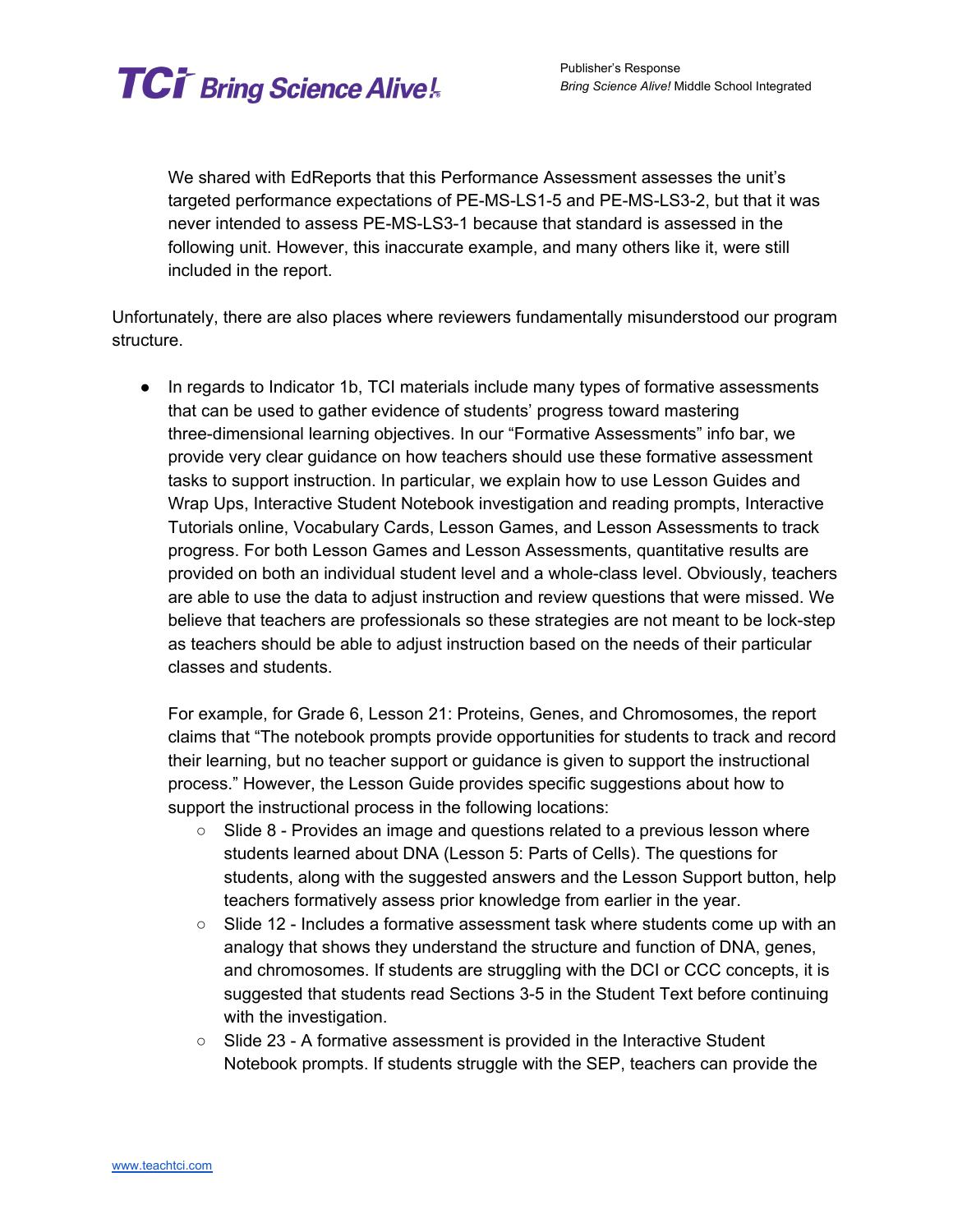We shared with EdReports that this Performance Assessment assesses the unit's targeted performance expectations of PE-MS-LS1-5 and PE-MS-LS3-2, but that it was never intended to assess PE-MS-LS3-1 because that standard is assessed in the following unit. However, this inaccurate example, and many others like it, were still included in the report.

Unfortunately, there are also places where reviewers fundamentally misunderstood our program structure.

- In regards to Indicator 1b, TCI materials include many types of formative assessments that can be used to gather evidence of students' progress toward mastering three-dimensional learning objectives. In our "Formative Assessments" info bar, we provide very clear guidance on how teachers should use these formative assessment tasks to support instruction. In particular, we explain how to use Lesson Guides and Wrap Ups, Interactive Student Notebook investigation and reading prompts, Interactive Tutorials online, Vocabulary Cards, Lesson Games, and Lesson Assessments to track progress. For both Lesson Games and Lesson Assessments, quantitative results are provided on both an individual student level and a whole-class level. Obviously, teachers are able to use the data to adjust instruction and review questions that were missed. We believe that teachers are professionals so these strategies are not meant to be lock-step as teachers should be able to adjust instruction based on the needs of their particular classes and students.

  For example, for Grade 6, Lesson 21: Proteins, Genes, and Chromosomes, the report claims that "The notebook prompts provide opportunities for students to track and record their learning, but no teacher support or guidance is given to support the instructional process." However, the Lesson Guide provides specific suggestions about how to support the instructional process in the following locations:
    - Slide 8 - Provides an image and questions related to a previous lesson where students learned about DNA (Lesson 5: Parts of Cells). The questions for students, along with the suggested answers and the Lesson Support button, help teachers formatively assess prior knowledge from earlier in the year.
    - Slide 12 - Includes a formative assessment task where students come up with an analogy that shows they understand the structure and function of DNA, genes, and chromosomes. If students are struggling with the DCI or CCC concepts, it is suggested that students read Sections 3-5 in the Student Text before continuing with the investigation.
    - Slide 23 - A formative assessment is provided in the Interactive Student Notebook prompts. If students struggle with the SEP, teachers can provide the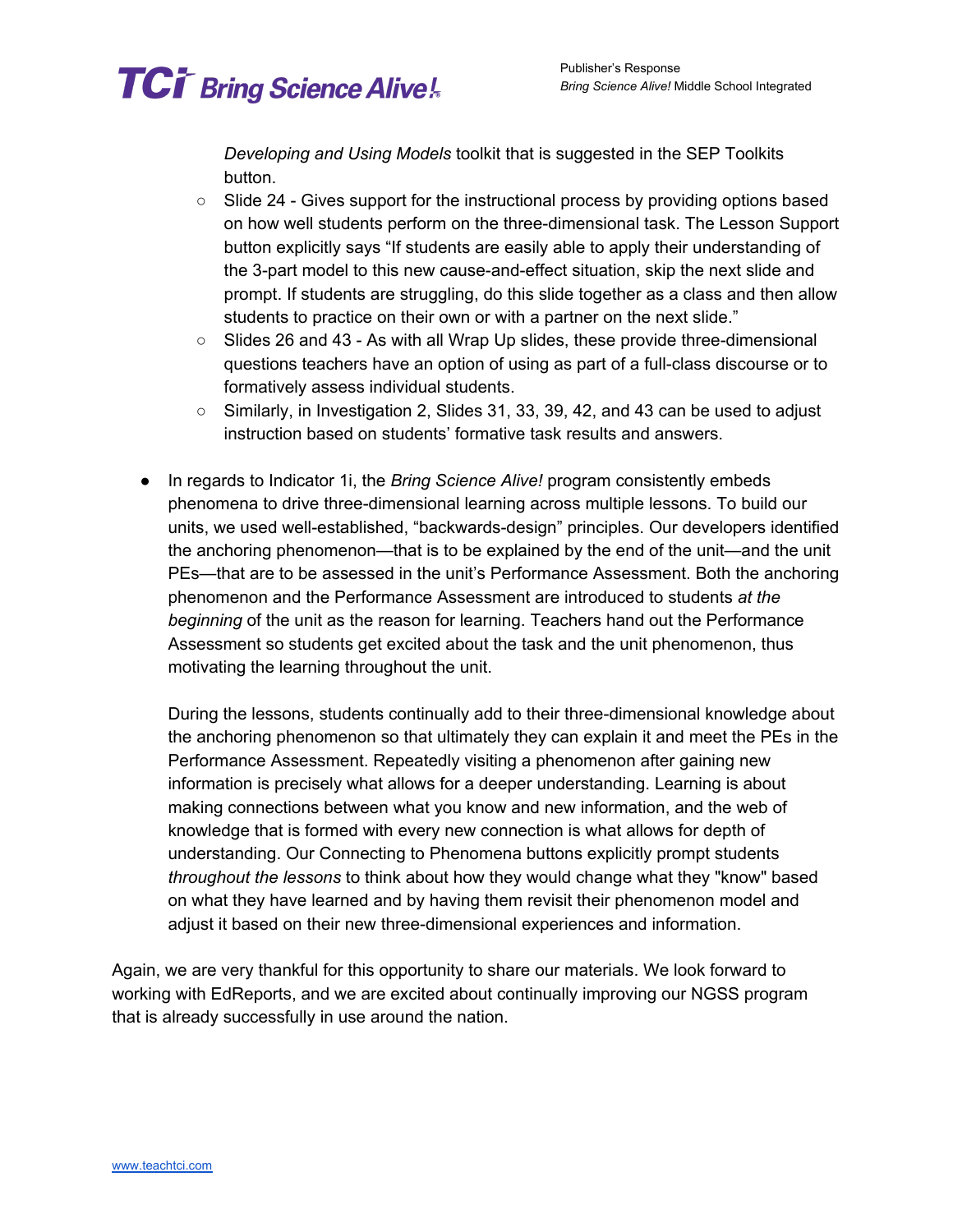*Developing and Using Models* toolkit that is suggested in the SEP Toolkits button.

  - Slide 24 - Gives support for the instructional process by providing options based on how well students perform on the three-dimensional task. The Lesson Support button explicitly says "If students are easily able to apply their understanding of the 3-part model to this new cause-and-effect situation, skip the next slide and prompt. If students are struggling, do this slide together as a class and then allow students to practice on their own or with a partner on the next slide."
  - Slides 26 and 43 - As with all Wrap Up slides, these provide three-dimensional questions teachers have an option of using as part of a full-class discourse or to formatively assess individual students.
  - Similarly, in Investigation 2, Slides 31, 33, 39, 42, and 43 can be used to adjust instruction based on students' formative task results and answers.

- In regards to Indicator 1i, the *Bring Science Alive!* program consistently embeds phenomena to drive three-dimensional learning across multiple lessons. To build our units, we used well-established, "backwards-design" principles. Our developers identified the anchoring phenomenon—that is to be explained by the end of the unit—and the unit PEs—that are to be assessed in the unit's Performance Assessment. Both the anchoring phenomenon and the Performance Assessment are introduced to students *at the beginning* of the unit as the reason for learning. Teachers hand out the Performance Assessment so students get excited about the task and the unit phenomenon, thus motivating the learning throughout the unit.

  During the lessons, students continually add to their three-dimensional knowledge about the anchoring phenomenon so that ultimately they can explain it and meet the PEs in the Performance Assessment. Repeatedly visiting a phenomenon after gaining new information is precisely what allows for a deeper understanding. Learning is about making connections between what you know and new information, and the web of knowledge that is formed with every new connection is what allows for depth of understanding. Our Connecting to Phenomena buttons explicitly prompt students *throughout the lessons* to think about how they would change what they "know" based on what they have learned and by having them revisit their phenomenon model and adjust it based on their new three-dimensional experiences and information.

Again, we are very thankful for this opportunity to share our materials. We look forward to working with EdReports, and we are excited about continually improving our NGSS program that is already successfully in use around the nation.